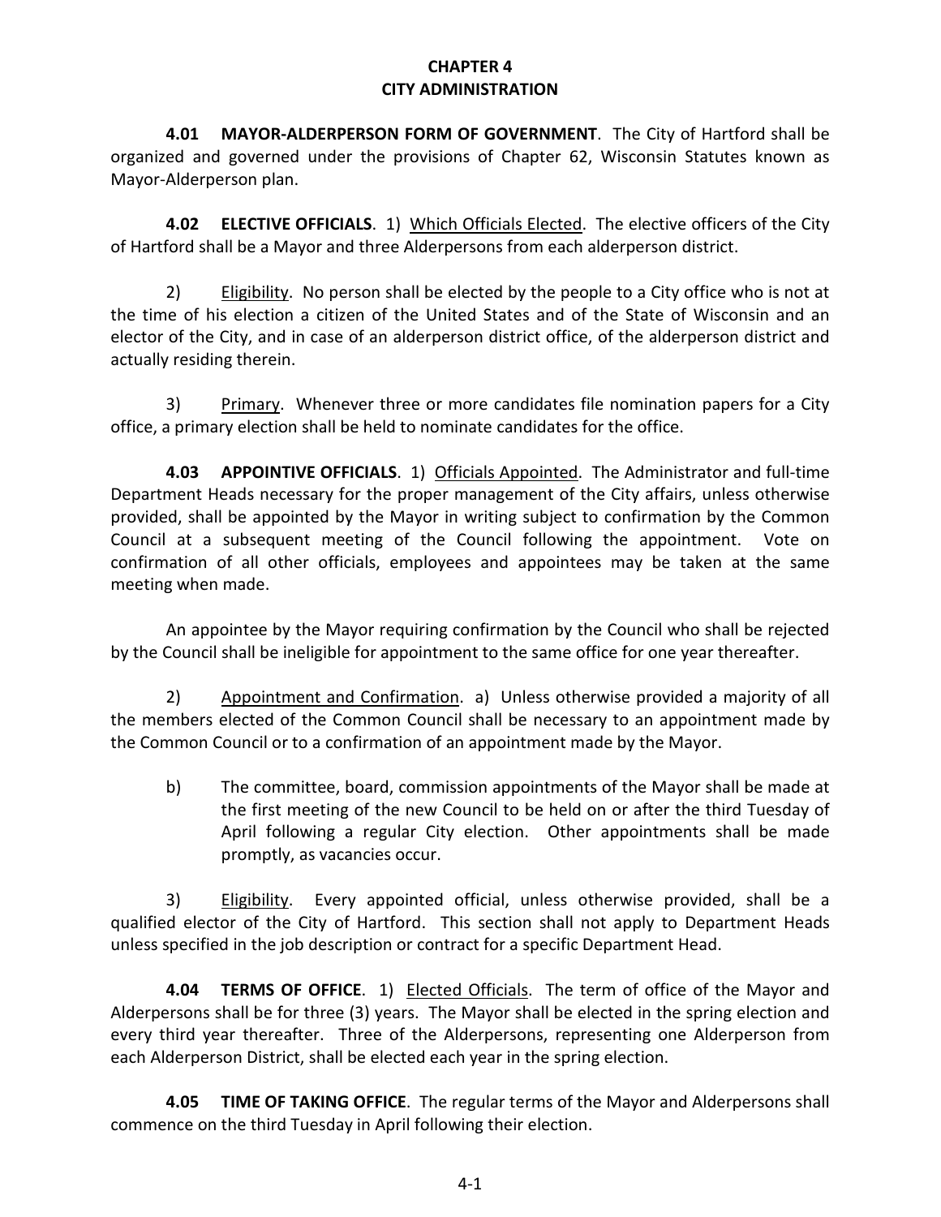# CHAPTER 4
# CITY ADMINISTRATION

**4.01 MAYOR-ALDERPERSON FORM OF GOVERNMENT**. The City of Hartford shall be organized and governed under the provisions of Chapter 62, Wisconsin Statutes known as Mayor-Alderperson plan.

**4.02 ELECTIVE OFFICIALS**. 1) Which Officials Elected. The elective officers of the City of Hartford shall be a Mayor and three Alderpersons from each alderperson district.

2) Eligibility. No person shall be elected by the people to a City office who is not at the time of his election a citizen of the United States and of the State of Wisconsin and an elector of the City, and in case of an alderperson district office, of the alderperson district and actually residing therein.

3) Primary. Whenever three or more candidates file nomination papers for a City office, a primary election shall be held to nominate candidates for the office.

**4.03 APPOINTIVE OFFICIALS**. 1) Officials Appointed. The Administrator and full-time Department Heads necessary for the proper management of the City affairs, unless otherwise provided, shall be appointed by the Mayor in writing subject to confirmation by the Common Council at a subsequent meeting of the Council following the appointment. Vote on confirmation of all other officials, employees and appointees may be taken at the same meeting when made.

An appointee by the Mayor requiring confirmation by the Council who shall be rejected by the Council shall be ineligible for appointment to the same office for one year thereafter.

2) Appointment and Confirmation. a) Unless otherwise provided a majority of all the members elected of the Common Council shall be necessary to an appointment made by the Common Council or to a confirmation of an appointment made by the Mayor.

b) The committee, board, commission appointments of the Mayor shall be made at the first meeting of the new Council to be held on or after the third Tuesday of April following a regular City election. Other appointments shall be made promptly, as vacancies occur.

3) Eligibility. Every appointed official, unless otherwise provided, shall be a qualified elector of the City of Hartford. This section shall not apply to Department Heads unless specified in the job description or contract for a specific Department Head.

**4.04 TERMS OF OFFICE**. 1) Elected Officials. The term of office of the Mayor and Alderpersons shall be for three (3) years. The Mayor shall be elected in the spring election and every third year thereafter. Three of the Alderpersons, representing one Alderperson from each Alderperson District, shall be elected each year in the spring election.

**4.05 TIME OF TAKING OFFICE**. The regular terms of the Mayor and Alderpersons shall commence on the third Tuesday in April following their election.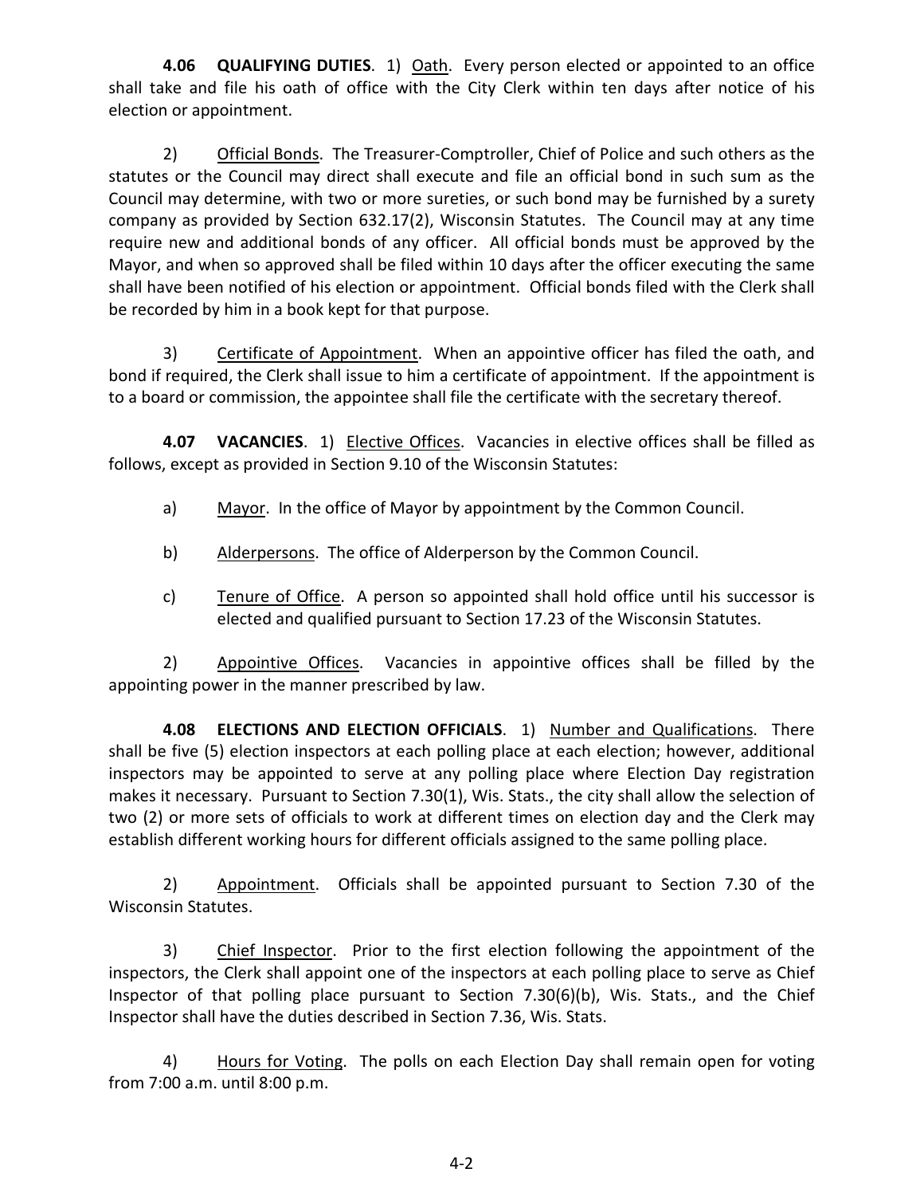**4.06 QUALIFYING DUTIES**. 1) Oath. Every person elected or appointed to an office shall take and file his oath of office with the City Clerk within ten days after notice of his election or appointment.

2) Official Bonds. The Treasurer-Comptroller, Chief of Police and such others as the statutes or the Council may direct shall execute and file an official bond in such sum as the Council may determine, with two or more sureties, or such bond may be furnished by a surety company as provided by Section 632.17(2), Wisconsin Statutes. The Council may at any time require new and additional bonds of any officer. All official bonds must be approved by the Mayor, and when so approved shall be filed within 10 days after the officer executing the same shall have been notified of his election or appointment. Official bonds filed with the Clerk shall be recorded by him in a book kept for that purpose.

3) Certificate of Appointment. When an appointive officer has filed the oath, and bond if required, the Clerk shall issue to him a certificate of appointment. If the appointment is to a board or commission, the appointee shall file the certificate with the secretary thereof.

**4.07 VACANCIES**. 1) Elective Offices. Vacancies in elective offices shall be filled as follows, except as provided in Section 9.10 of the Wisconsin Statutes:

a) Mayor. In the office of Mayor by appointment by the Common Council.

b) Alderpersons. The office of Alderperson by the Common Council.

c) Tenure of Office. A person so appointed shall hold office until his successor is elected and qualified pursuant to Section 17.23 of the Wisconsin Statutes.

2) Appointive Offices. Vacancies in appointive offices shall be filled by the appointing power in the manner prescribed by law.

**4.08 ELECTIONS AND ELECTION OFFICIALS**. 1) Number and Qualifications. There shall be five (5) election inspectors at each polling place at each election; however, additional inspectors may be appointed to serve at any polling place where Election Day registration makes it necessary. Pursuant to Section 7.30(1), Wis. Stats., the city shall allow the selection of two (2) or more sets of officials to work at different times on election day and the Clerk may establish different working hours for different officials assigned to the same polling place.

2) Appointment. Officials shall be appointed pursuant to Section 7.30 of the Wisconsin Statutes.

3) Chief Inspector. Prior to the first election following the appointment of the inspectors, the Clerk shall appoint one of the inspectors at each polling place to serve as Chief Inspector of that polling place pursuant to Section 7.30(6)(b), Wis. Stats., and the Chief Inspector shall have the duties described in Section 7.36, Wis. Stats.

4) Hours for Voting. The polls on each Election Day shall remain open for voting from 7:00 a.m. until 8:00 p.m.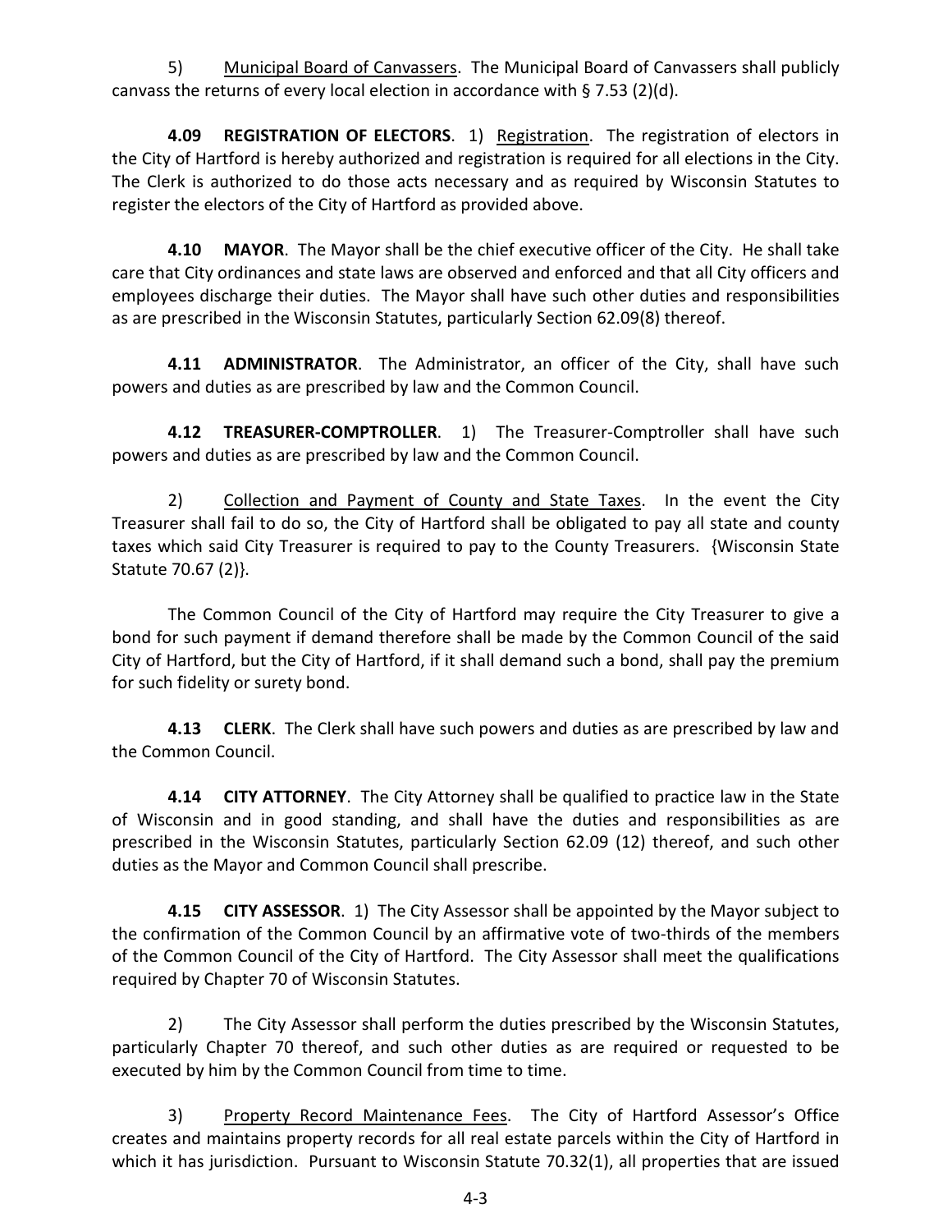5) Municipal Board of Canvassers. The Municipal Board of Canvassers shall publicly canvass the returns of every local election in accordance with § 7.53 (2)(d).

**4.09 REGISTRATION OF ELECTORS**. 1) Registration. The registration of electors in the City of Hartford is hereby authorized and registration is required for all elections in the City. The Clerk is authorized to do those acts necessary and as required by Wisconsin Statutes to register the electors of the City of Hartford as provided above.

**4.10 MAYOR**. The Mayor shall be the chief executive officer of the City. He shall take care that City ordinances and state laws are observed and enforced and that all City officers and employees discharge their duties. The Mayor shall have such other duties and responsibilities as are prescribed in the Wisconsin Statutes, particularly Section 62.09(8) thereof.

**4.11 ADMINISTRATOR**. The Administrator, an officer of the City, shall have such powers and duties as are prescribed by law and the Common Council.

**4.12 TREASURER-COMPTROLLER**. 1) The Treasurer-Comptroller shall have such powers and duties as are prescribed by law and the Common Council.

2) Collection and Payment of County and State Taxes. In the event the City Treasurer shall fail to do so, the City of Hartford shall be obligated to pay all state and county taxes which said City Treasurer is required to pay to the County Treasurers. {Wisconsin State Statute 70.67 (2)}.

The Common Council of the City of Hartford may require the City Treasurer to give a bond for such payment if demand therefore shall be made by the Common Council of the said City of Hartford, but the City of Hartford, if it shall demand such a bond, shall pay the premium for such fidelity or surety bond.

**4.13 CLERK**. The Clerk shall have such powers and duties as are prescribed by law and the Common Council.

**4.14 CITY ATTORNEY**. The City Attorney shall be qualified to practice law in the State of Wisconsin and in good standing, and shall have the duties and responsibilities as are prescribed in the Wisconsin Statutes, particularly Section 62.09 (12) thereof, and such other duties as the Mayor and Common Council shall prescribe.

**4.15 CITY ASSESSOR**. 1) The City Assessor shall be appointed by the Mayor subject to the confirmation of the Common Council by an affirmative vote of two-thirds of the members of the Common Council of the City of Hartford. The City Assessor shall meet the qualifications required by Chapter 70 of Wisconsin Statutes.

2) The City Assessor shall perform the duties prescribed by the Wisconsin Statutes, particularly Chapter 70 thereof, and such other duties as are required or requested to be executed by him by the Common Council from time to time.

3) Property Record Maintenance Fees. The City of Hartford Assessor's Office creates and maintains property records for all real estate parcels within the City of Hartford in which it has jurisdiction. Pursuant to Wisconsin Statute 70.32(1), all properties that are issued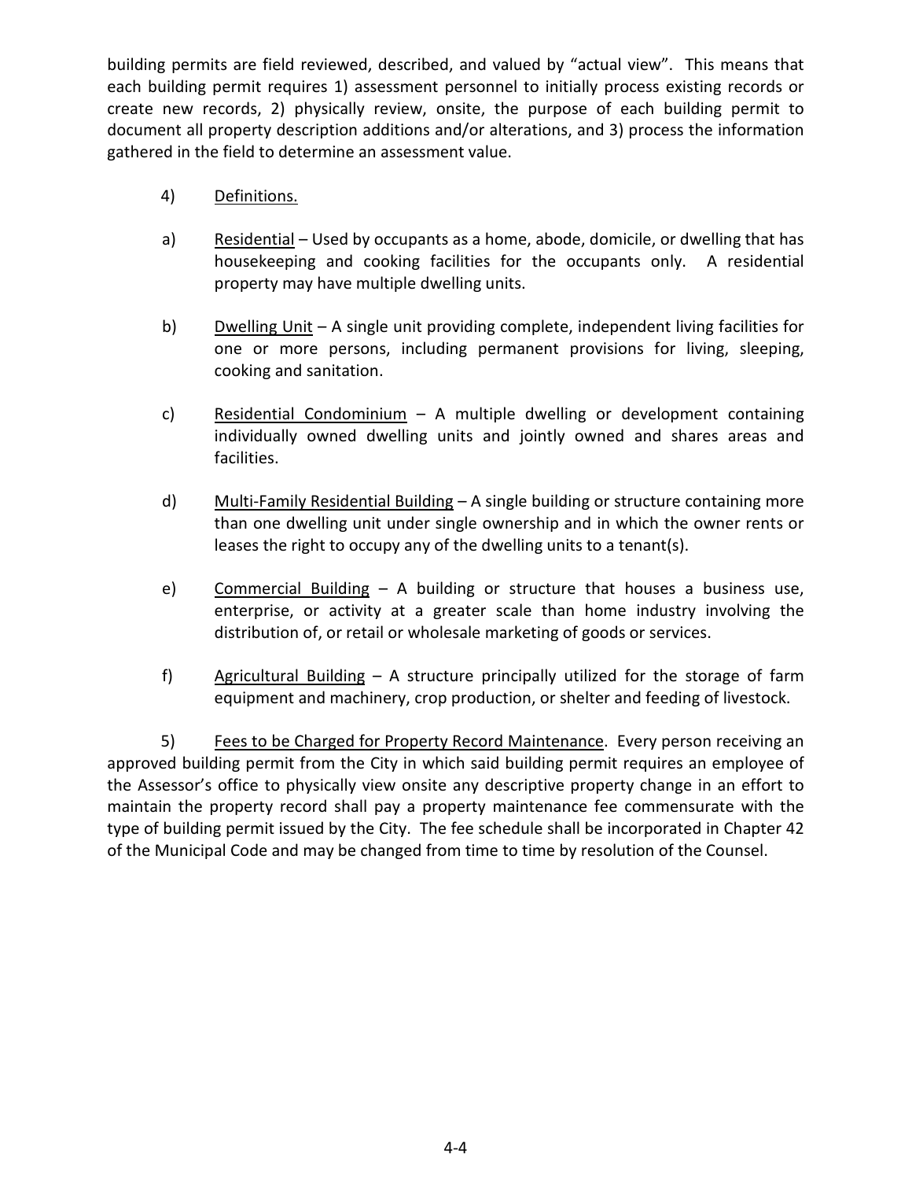building permits are field reviewed, described, and valued by "actual view". This means that each building permit requires 1) assessment personnel to initially process existing records or create new records, 2) physically review, onsite, the purpose of each building permit to document all property description additions and/or alterations, and 3) process the information gathered in the field to determine an assessment value.

4) <u>Definitions.</u>

a) <u>Residential</u> – Used by occupants as a home, abode, domicile, or dwelling that has housekeeping and cooking facilities for the occupants only. A residential property may have multiple dwelling units.

b) <u>Dwelling Unit</u> – A single unit providing complete, independent living facilities for one or more persons, including permanent provisions for living, sleeping, cooking and sanitation.

c) <u>Residential Condominium</u> – A multiple dwelling or development containing individually owned dwelling units and jointly owned and shares areas and facilities.

d) <u>Multi-Family Residential Building</u> – A single building or structure containing more than one dwelling unit under single ownership and in which the owner rents or leases the right to occupy any of the dwelling units to a tenant(s).

e) <u>Commercial Building</u> – A building or structure that houses a business use, enterprise, or activity at a greater scale than home industry involving the distribution of, or retail or wholesale marketing of goods or services.

f) <u>Agricultural Building</u> – A structure principally utilized for the storage of farm equipment and machinery, crop production, or shelter and feeding of livestock.

5) <u>Fees to be Charged for Property Record Maintenance</u>. Every person receiving an approved building permit from the City in which said building permit requires an employee of the Assessor's office to physically view onsite any descriptive property change in an effort to maintain the property record shall pay a property maintenance fee commensurate with the type of building permit issued by the City. The fee schedule shall be incorporated in Chapter 42 of the Municipal Code and may be changed from time to time by resolution of the Counsel.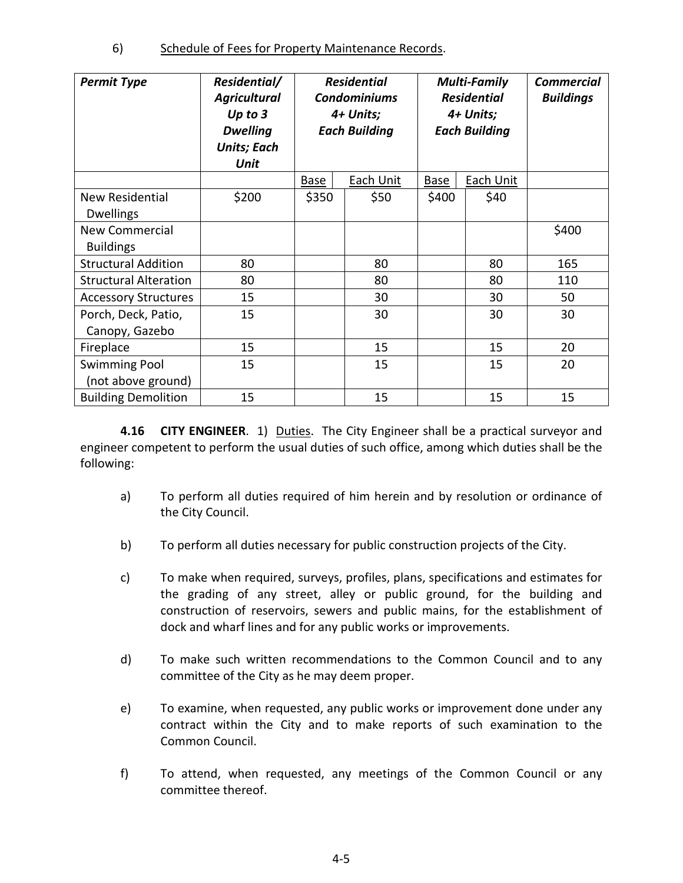6) Schedule of Fees for Property Maintenance Records.

| ***Permit Type*** | ***Residential/ Agricultural Up to 3 Dwelling Units; Each Unit*** | ***Residential Condominiums 4+ Units; Each Building*** | | ***Multi-Family Residential 4+ Units; Each Building*** | | ***Commercial Buildings*** |
|---|---|---|---|---|---|---|
| | | Base | Each Unit | Base | Each Unit | |
| New Residential Dwellings | $200 | $350 | $50 | $400 | $40 | |
| New Commercial Buildings | | | | | | $400 |
| Structural Addition | 80 | | 80 | | 80 | 165 |
| Structural Alteration | 80 | | 80 | | 80 | 110 |
| Accessory Structures | 15 | | 30 | | 30 | 50 |
| Porch, Deck, Patio, Canopy, Gazebo | 15 | | 30 | | 30 | 30 |
| Fireplace | 15 | | 15 | | 15 | 20 |
| Swimming Pool (not above ground) | 15 | | 15 | | 15 | 20 |
| Building Demolition | 15 | | 15 | | 15 | 15 |

**4.16 CITY ENGINEER**. 1) Duties. The City Engineer shall be a practical surveyor and engineer competent to perform the usual duties of such office, among which duties shall be the following:

a) To perform all duties required of him herein and by resolution or ordinance of the City Council.

b) To perform all duties necessary for public construction projects of the City.

c) To make when required, surveys, profiles, plans, specifications and estimates for the grading of any street, alley or public ground, for the building and construction of reservoirs, sewers and public mains, for the establishment of dock and wharf lines and for any public works or improvements.

d) To make such written recommendations to the Common Council and to any committee of the City as he may deem proper.

e) To examine, when requested, any public works or improvement done under any contract within the City and to make reports of such examination to the Common Council.

f) To attend, when requested, any meetings of the Common Council or any committee thereof.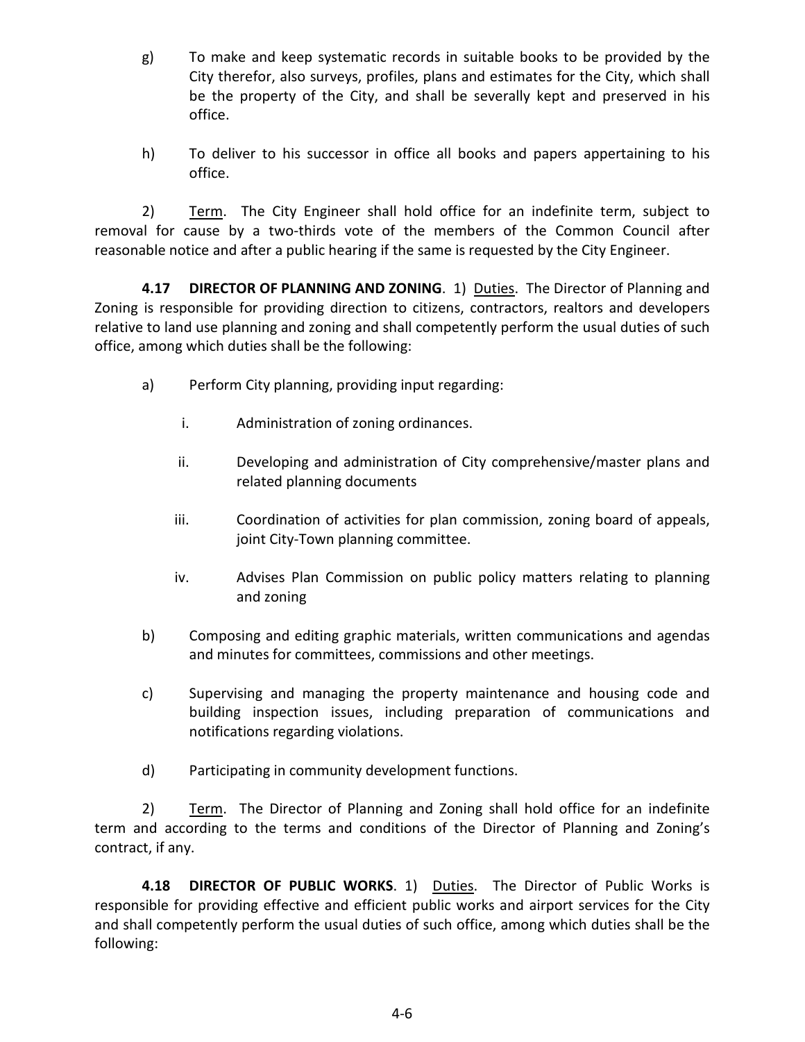g) To make and keep systematic records in suitable books to be provided by the City therefor, also surveys, profiles, plans and estimates for the City, which shall be the property of the City, and shall be severally kept and preserved in his office.

h) To deliver to his successor in office all books and papers appertaining to his office.

2) Term. The City Engineer shall hold office for an indefinite term, subject to removal for cause by a two-thirds vote of the members of the Common Council after reasonable notice and after a public hearing if the same is requested by the City Engineer.

**4.17 DIRECTOR OF PLANNING AND ZONING**. 1) Duties. The Director of Planning and Zoning is responsible for providing direction to citizens, contractors, realtors and developers relative to land use planning and zoning and shall competently perform the usual duties of such office, among which duties shall be the following:

a) Perform City planning, providing input regarding:

i. Administration of zoning ordinances.

ii. Developing and administration of City comprehensive/master plans and related planning documents

iii. Coordination of activities for plan commission, zoning board of appeals, joint City-Town planning committee.

iv. Advises Plan Commission on public policy matters relating to planning and zoning

b) Composing and editing graphic materials, written communications and agendas and minutes for committees, commissions and other meetings.

c) Supervising and managing the property maintenance and housing code and building inspection issues, including preparation of communications and notifications regarding violations.

d) Participating in community development functions.

2) Term. The Director of Planning and Zoning shall hold office for an indefinite term and according to the terms and conditions of the Director of Planning and Zoning's contract, if any.

**4.18 DIRECTOR OF PUBLIC WORKS**. 1) Duties. The Director of Public Works is responsible for providing effective and efficient public works and airport services for the City and shall competently perform the usual duties of such office, among which duties shall be the following: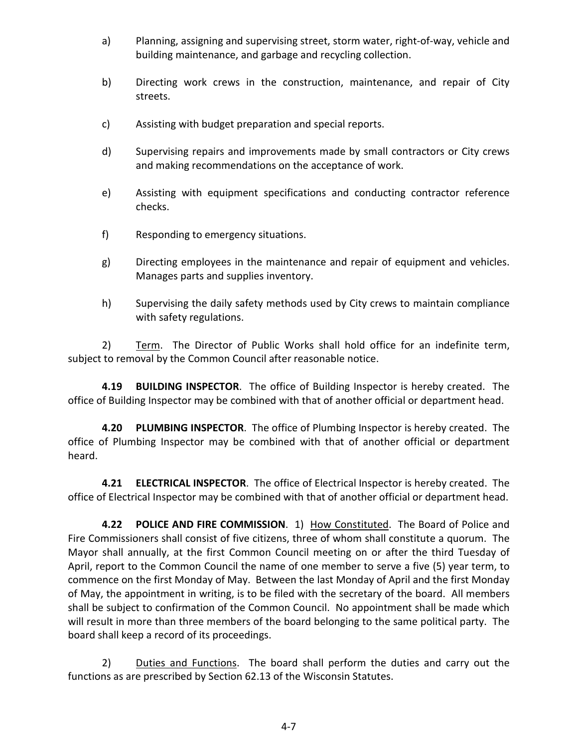a) Planning, assigning and supervising street, storm water, right-of-way, vehicle and building maintenance, and garbage and recycling collection.

b) Directing work crews in the construction, maintenance, and repair of City streets.

c) Assisting with budget preparation and special reports.

d) Supervising repairs and improvements made by small contractors or City crews and making recommendations on the acceptance of work.

e) Assisting with equipment specifications and conducting contractor reference checks.

f) Responding to emergency situations.

g) Directing employees in the maintenance and repair of equipment and vehicles. Manages parts and supplies inventory.

h) Supervising the daily safety methods used by City crews to maintain compliance with safety regulations.

2) Term. The Director of Public Works shall hold office for an indefinite term, subject to removal by the Common Council after reasonable notice.

**4.19 BUILDING INSPECTOR**. The office of Building Inspector is hereby created. The office of Building Inspector may be combined with that of another official or department head.

**4.20 PLUMBING INSPECTOR**. The office of Plumbing Inspector is hereby created. The office of Plumbing Inspector may be combined with that of another official or department heard.

**4.21 ELECTRICAL INSPECTOR**. The office of Electrical Inspector is hereby created. The office of Electrical Inspector may be combined with that of another official or department head.

**4.22 POLICE AND FIRE COMMISSION**. 1) How Constituted. The Board of Police and Fire Commissioners shall consist of five citizens, three of whom shall constitute a quorum. The Mayor shall annually, at the first Common Council meeting on or after the third Tuesday of April, report to the Common Council the name of one member to serve a five (5) year term, to commence on the first Monday of May. Between the last Monday of April and the first Monday of May, the appointment in writing, is to be filed with the secretary of the board. All members shall be subject to confirmation of the Common Council. No appointment shall be made which will result in more than three members of the board belonging to the same political party. The board shall keep a record of its proceedings.

2) Duties and Functions. The board shall perform the duties and carry out the functions as are prescribed by Section 62.13 of the Wisconsin Statutes.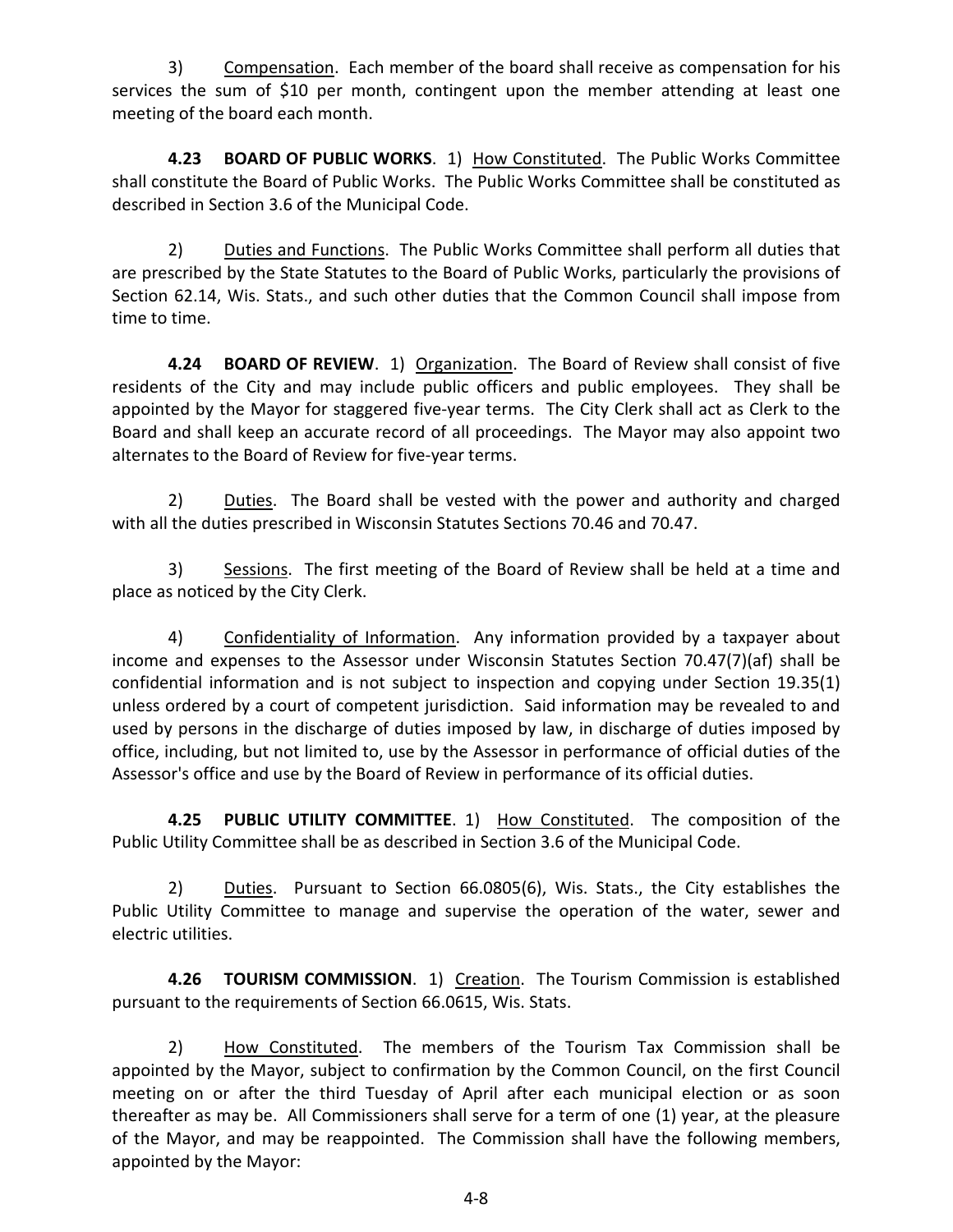3) Compensation. Each member of the board shall receive as compensation for his services the sum of $10 per month, contingent upon the member attending at least one meeting of the board each month.

**4.23 BOARD OF PUBLIC WORKS**. 1) How Constituted. The Public Works Committee shall constitute the Board of Public Works. The Public Works Committee shall be constituted as described in Section 3.6 of the Municipal Code.

2) Duties and Functions. The Public Works Committee shall perform all duties that are prescribed by the State Statutes to the Board of Public Works, particularly the provisions of Section 62.14, Wis. Stats., and such other duties that the Common Council shall impose from time to time.

**4.24 BOARD OF REVIEW**. 1) Organization. The Board of Review shall consist of five residents of the City and may include public officers and public employees. They shall be appointed by the Mayor for staggered five-year terms. The City Clerk shall act as Clerk to the Board and shall keep an accurate record of all proceedings. The Mayor may also appoint two alternates to the Board of Review for five-year terms.

2) Duties. The Board shall be vested with the power and authority and charged with all the duties prescribed in Wisconsin Statutes Sections 70.46 and 70.47.

3) Sessions. The first meeting of the Board of Review shall be held at a time and place as noticed by the City Clerk.

4) Confidentiality of Information. Any information provided by a taxpayer about income and expenses to the Assessor under Wisconsin Statutes Section 70.47(7)(af) shall be confidential information and is not subject to inspection and copying under Section 19.35(1) unless ordered by a court of competent jurisdiction. Said information may be revealed to and used by persons in the discharge of duties imposed by law, in discharge of duties imposed by office, including, but not limited to, use by the Assessor in performance of official duties of the Assessor's office and use by the Board of Review in performance of its official duties.

**4.25 PUBLIC UTILITY COMMITTEE**. 1) How Constituted. The composition of the Public Utility Committee shall be as described in Section 3.6 of the Municipal Code.

2) Duties. Pursuant to Section 66.0805(6), Wis. Stats., the City establishes the Public Utility Committee to manage and supervise the operation of the water, sewer and electric utilities.

**4.26 TOURISM COMMISSION**. 1) Creation. The Tourism Commission is established pursuant to the requirements of Section 66.0615, Wis. Stats.

2) How Constituted. The members of the Tourism Tax Commission shall be appointed by the Mayor, subject to confirmation by the Common Council, on the first Council meeting on or after the third Tuesday of April after each municipal election or as soon thereafter as may be. All Commissioners shall serve for a term of one (1) year, at the pleasure of the Mayor, and may be reappointed. The Commission shall have the following members, appointed by the Mayor: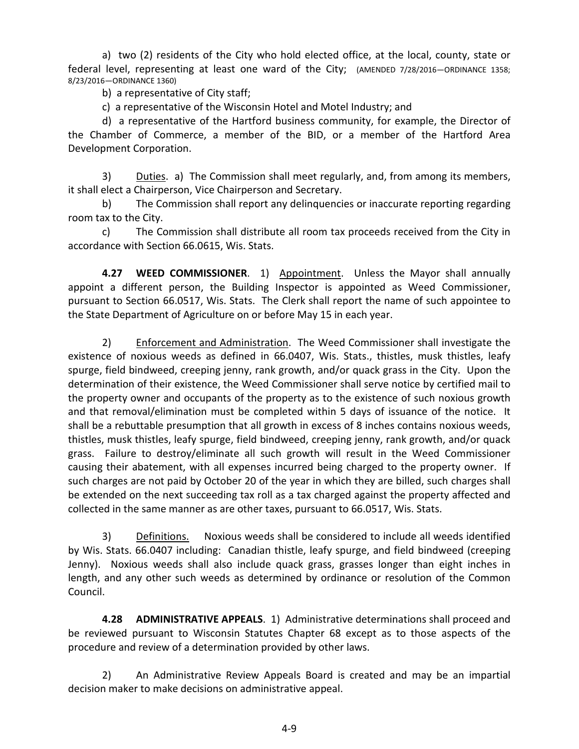a) two (2) residents of the City who hold elected office, at the local, county, state or federal level, representing at least one ward of the City; (AMENDED 7/28/2016—ORDINANCE 1358; 8/23/2016—ORDINANCE 1360)

b) a representative of City staff;

c) a representative of the Wisconsin Hotel and Motel Industry; and

d) a representative of the Hartford business community, for example, the Director of the Chamber of Commerce, a member of the BID, or a member of the Hartford Area Development Corporation.

3) Duties. a) The Commission shall meet regularly, and, from among its members, it shall elect a Chairperson, Vice Chairperson and Secretary.

b) The Commission shall report any delinquencies or inaccurate reporting regarding room tax to the City.

c) The Commission shall distribute all room tax proceeds received from the City in accordance with Section 66.0615, Wis. Stats.

**4.27 WEED COMMISSIONER**. 1) Appointment. Unless the Mayor shall annually appoint a different person, the Building Inspector is appointed as Weed Commissioner, pursuant to Section 66.0517, Wis. Stats. The Clerk shall report the name of such appointee to the State Department of Agriculture on or before May 15 in each year.

2) Enforcement and Administration. The Weed Commissioner shall investigate the existence of noxious weeds as defined in 66.0407, Wis. Stats., thistles, musk thistles, leafy spurge, field bindweed, creeping jenny, rank growth, and/or quack grass in the City. Upon the determination of their existence, the Weed Commissioner shall serve notice by certified mail to the property owner and occupants of the property as to the existence of such noxious growth and that removal/elimination must be completed within 5 days of issuance of the notice. It shall be a rebuttable presumption that all growth in excess of 8 inches contains noxious weeds, thistles, musk thistles, leafy spurge, field bindweed, creeping jenny, rank growth, and/or quack grass. Failure to destroy/eliminate all such growth will result in the Weed Commissioner causing their abatement, with all expenses incurred being charged to the property owner. If such charges are not paid by October 20 of the year in which they are billed, such charges shall be extended on the next succeeding tax roll as a tax charged against the property affected and collected in the same manner as are other taxes, pursuant to 66.0517, Wis. Stats.

3) Definitions. Noxious weeds shall be considered to include all weeds identified by Wis. Stats. 66.0407 including: Canadian thistle, leafy spurge, and field bindweed (creeping Jenny). Noxious weeds shall also include quack grass, grasses longer than eight inches in length, and any other such weeds as determined by ordinance or resolution of the Common Council.

**4.28 ADMINISTRATIVE APPEALS**. 1) Administrative determinations shall proceed and be reviewed pursuant to Wisconsin Statutes Chapter 68 except as to those aspects of the procedure and review of a determination provided by other laws.

2) An Administrative Review Appeals Board is created and may be an impartial decision maker to make decisions on administrative appeal.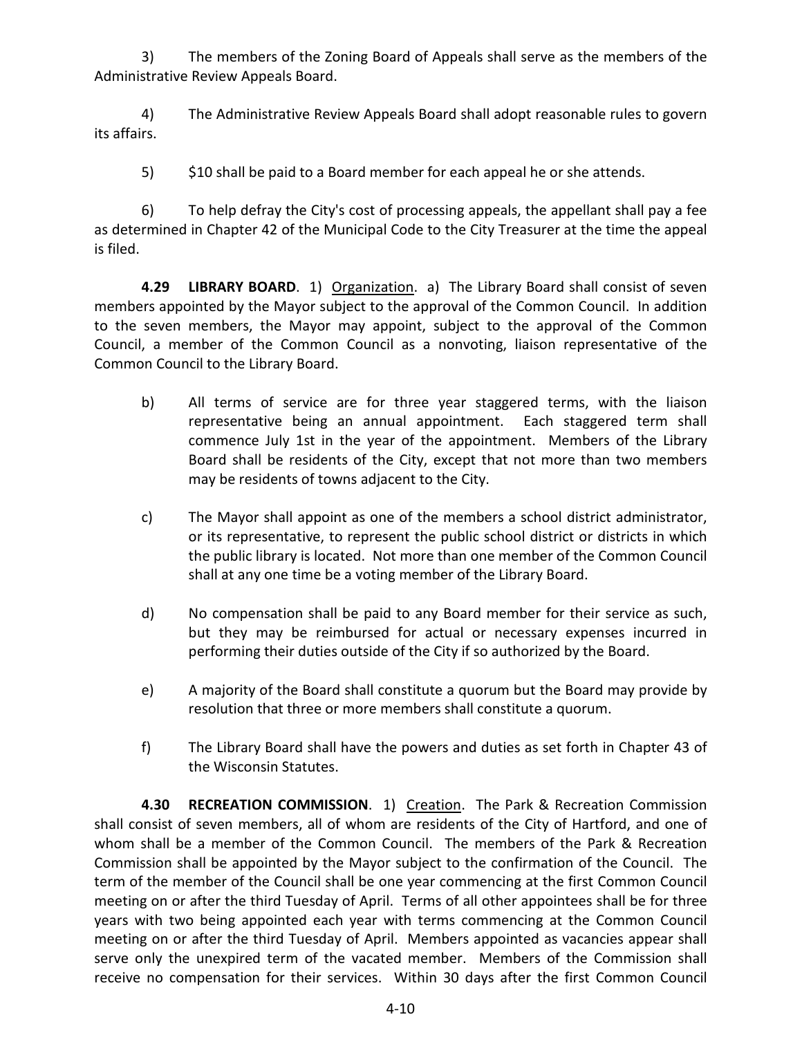3) The members of the Zoning Board of Appeals shall serve as the members of the Administrative Review Appeals Board.

4) The Administrative Review Appeals Board shall adopt reasonable rules to govern its affairs.

5) $10 shall be paid to a Board member for each appeal he or she attends.

6) To help defray the City's cost of processing appeals, the appellant shall pay a fee as determined in Chapter 42 of the Municipal Code to the City Treasurer at the time the appeal is filed.

**4.29 LIBRARY BOARD**. 1) Organization. a) The Library Board shall consist of seven members appointed by the Mayor subject to the approval of the Common Council. In addition to the seven members, the Mayor may appoint, subject to the approval of the Common Council, a member of the Common Council as a nonvoting, liaison representative of the Common Council to the Library Board.

b) All terms of service are for three year staggered terms, with the liaison representative being an annual appointment. Each staggered term shall commence July 1st in the year of the appointment. Members of the Library Board shall be residents of the City, except that not more than two members may be residents of towns adjacent to the City.

c) The Mayor shall appoint as one of the members a school district administrator, or its representative, to represent the public school district or districts in which the public library is located. Not more than one member of the Common Council shall at any one time be a voting member of the Library Board.

d) No compensation shall be paid to any Board member for their service as such, but they may be reimbursed for actual or necessary expenses incurred in performing their duties outside of the City if so authorized by the Board.

e) A majority of the Board shall constitute a quorum but the Board may provide by resolution that three or more members shall constitute a quorum.

f) The Library Board shall have the powers and duties as set forth in Chapter 43 of the Wisconsin Statutes.

**4.30 RECREATION COMMISSION**. 1) Creation. The Park & Recreation Commission shall consist of seven members, all of whom are residents of the City of Hartford, and one of whom shall be a member of the Common Council. The members of the Park & Recreation Commission shall be appointed by the Mayor subject to the confirmation of the Council. The term of the member of the Council shall be one year commencing at the first Common Council meeting on or after the third Tuesday of April. Terms of all other appointees shall be for three years with two being appointed each year with terms commencing at the Common Council meeting on or after the third Tuesday of April. Members appointed as vacancies appear shall serve only the unexpired term of the vacated member. Members of the Commission shall receive no compensation for their services. Within 30 days after the first Common Council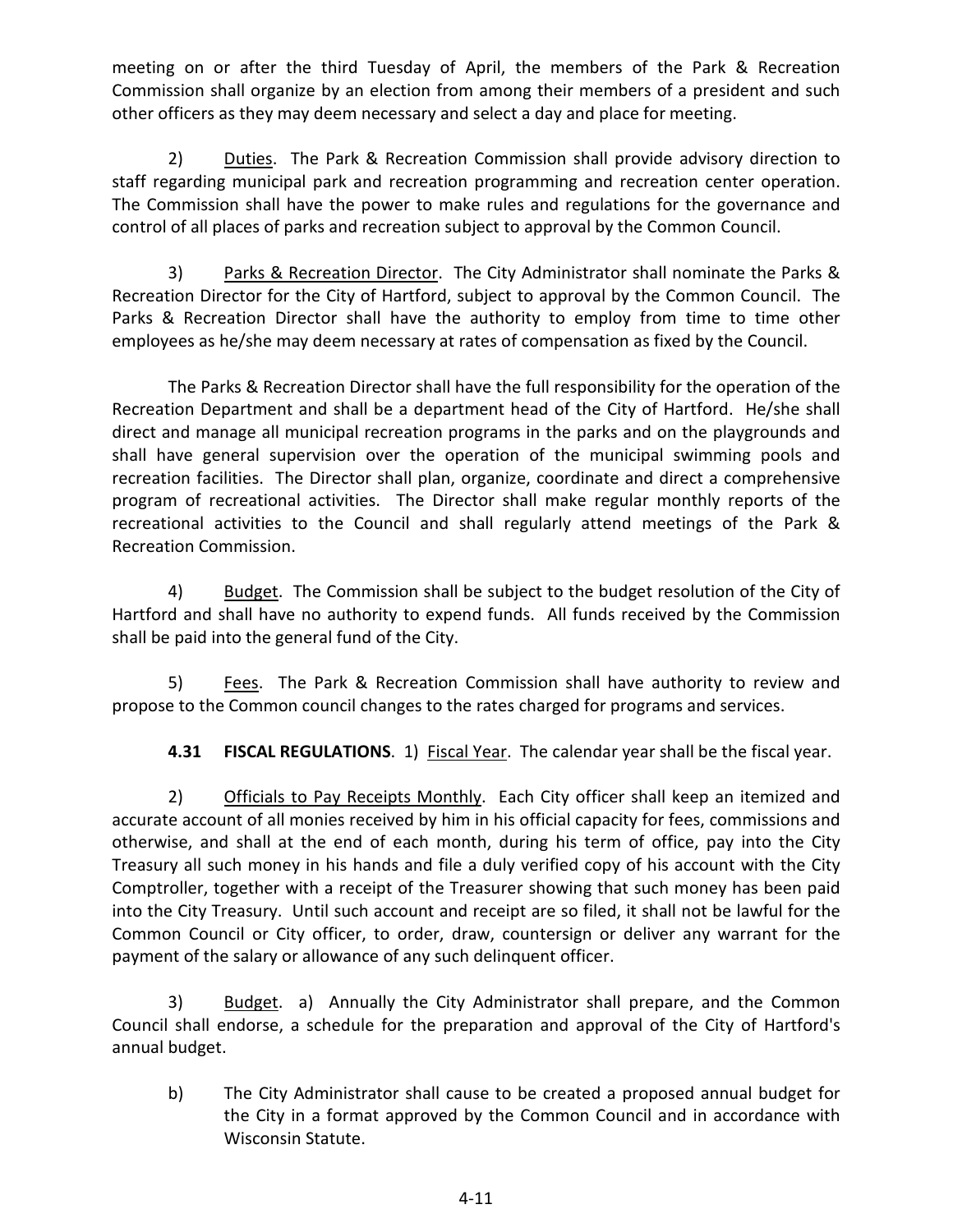meeting on or after the third Tuesday of April, the members of the Park & Recreation Commission shall organize by an election from among their members of a president and such other officers as they may deem necessary and select a day and place for meeting.

2) Duties. The Park & Recreation Commission shall provide advisory direction to staff regarding municipal park and recreation programming and recreation center operation. The Commission shall have the power to make rules and regulations for the governance and control of all places of parks and recreation subject to approval by the Common Council.

3) Parks & Recreation Director. The City Administrator shall nominate the Parks & Recreation Director for the City of Hartford, subject to approval by the Common Council. The Parks & Recreation Director shall have the authority to employ from time to time other employees as he/she may deem necessary at rates of compensation as fixed by the Council.

The Parks & Recreation Director shall have the full responsibility for the operation of the Recreation Department and shall be a department head of the City of Hartford. He/she shall direct and manage all municipal recreation programs in the parks and on the playgrounds and shall have general supervision over the operation of the municipal swimming pools and recreation facilities. The Director shall plan, organize, coordinate and direct a comprehensive program of recreational activities. The Director shall make regular monthly reports of the recreational activities to the Council and shall regularly attend meetings of the Park & Recreation Commission.

4) Budget. The Commission shall be subject to the budget resolution of the City of Hartford and shall have no authority to expend funds. All funds received by the Commission shall be paid into the general fund of the City.

5) Fees. The Park & Recreation Commission shall have authority to review and propose to the Common council changes to the rates charged for programs and services.

**4.31 FISCAL REGULATIONS**. 1) Fiscal Year. The calendar year shall be the fiscal year.

2) Officials to Pay Receipts Monthly. Each City officer shall keep an itemized and accurate account of all monies received by him in his official capacity for fees, commissions and otherwise, and shall at the end of each month, during his term of office, pay into the City Treasury all such money in his hands and file a duly verified copy of his account with the City Comptroller, together with a receipt of the Treasurer showing that such money has been paid into the City Treasury. Until such account and receipt are so filed, it shall not be lawful for the Common Council or City officer, to order, draw, countersign or deliver any warrant for the payment of the salary or allowance of any such delinquent officer.

3) Budget. a) Annually the City Administrator shall prepare, and the Common Council shall endorse, a schedule for the preparation and approval of the City of Hartford's annual budget.

b) The City Administrator shall cause to be created a proposed annual budget for the City in a format approved by the Common Council and in accordance with Wisconsin Statute.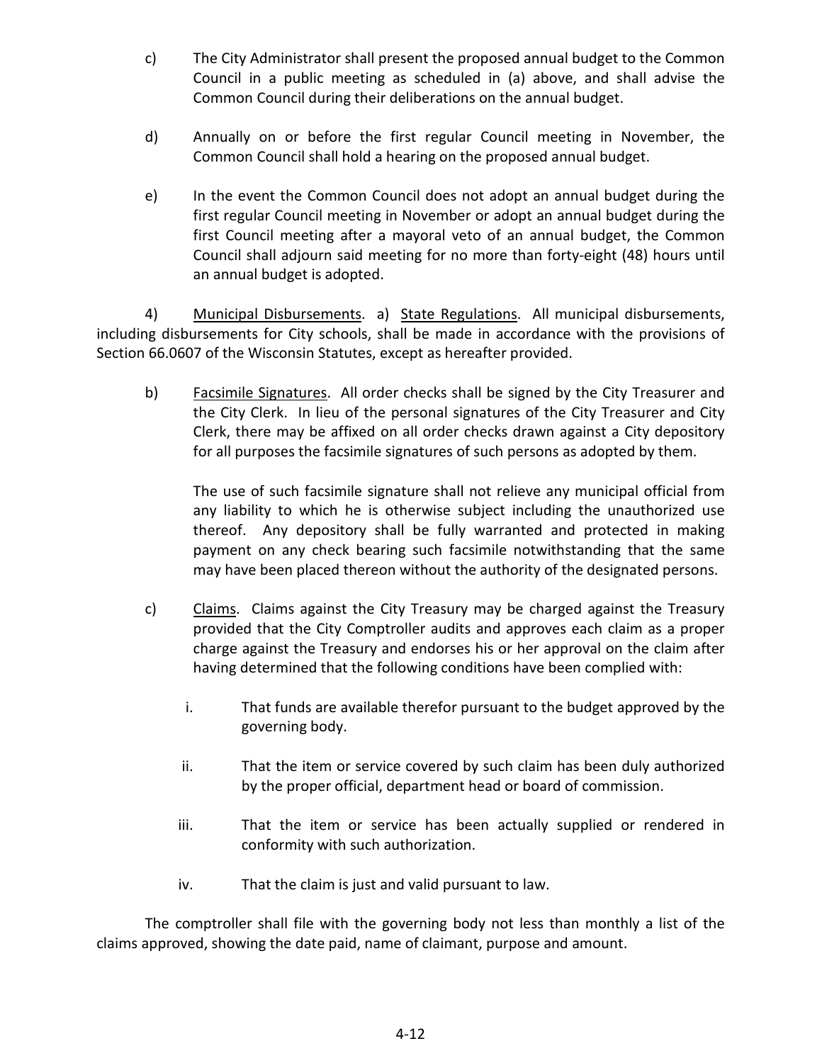c) The City Administrator shall present the proposed annual budget to the Common Council in a public meeting as scheduled in (a) above, and shall advise the Common Council during their deliberations on the annual budget.

d) Annually on or before the first regular Council meeting in November, the Common Council shall hold a hearing on the proposed annual budget.

e) In the event the Common Council does not adopt an annual budget during the first regular Council meeting in November or adopt an annual budget during the first Council meeting after a mayoral veto of an annual budget, the Common Council shall adjourn said meeting for no more than forty-eight (48) hours until an annual budget is adopted.

4) Municipal Disbursements. a) State Regulations. All municipal disbursements, including disbursements for City schools, shall be made in accordance with the provisions of Section 66.0607 of the Wisconsin Statutes, except as hereafter provided.

b) Facsimile Signatures. All order checks shall be signed by the City Treasurer and the City Clerk. In lieu of the personal signatures of the City Treasurer and City Clerk, there may be affixed on all order checks drawn against a City depository for all purposes the facsimile signatures of such persons as adopted by them.

The use of such facsimile signature shall not relieve any municipal official from any liability to which he is otherwise subject including the unauthorized use thereof. Any depository shall be fully warranted and protected in making payment on any check bearing such facsimile notwithstanding that the same may have been placed thereon without the authority of the designated persons.

c) Claims. Claims against the City Treasury may be charged against the Treasury provided that the City Comptroller audits and approves each claim as a proper charge against the Treasury and endorses his or her approval on the claim after having determined that the following conditions have been complied with:

i. That funds are available therefor pursuant to the budget approved by the governing body.

ii. That the item or service covered by such claim has been duly authorized by the proper official, department head or board of commission.

iii. That the item or service has been actually supplied or rendered in conformity with such authorization.

iv. That the claim is just and valid pursuant to law.

The comptroller shall file with the governing body not less than monthly a list of the claims approved, showing the date paid, name of claimant, purpose and amount.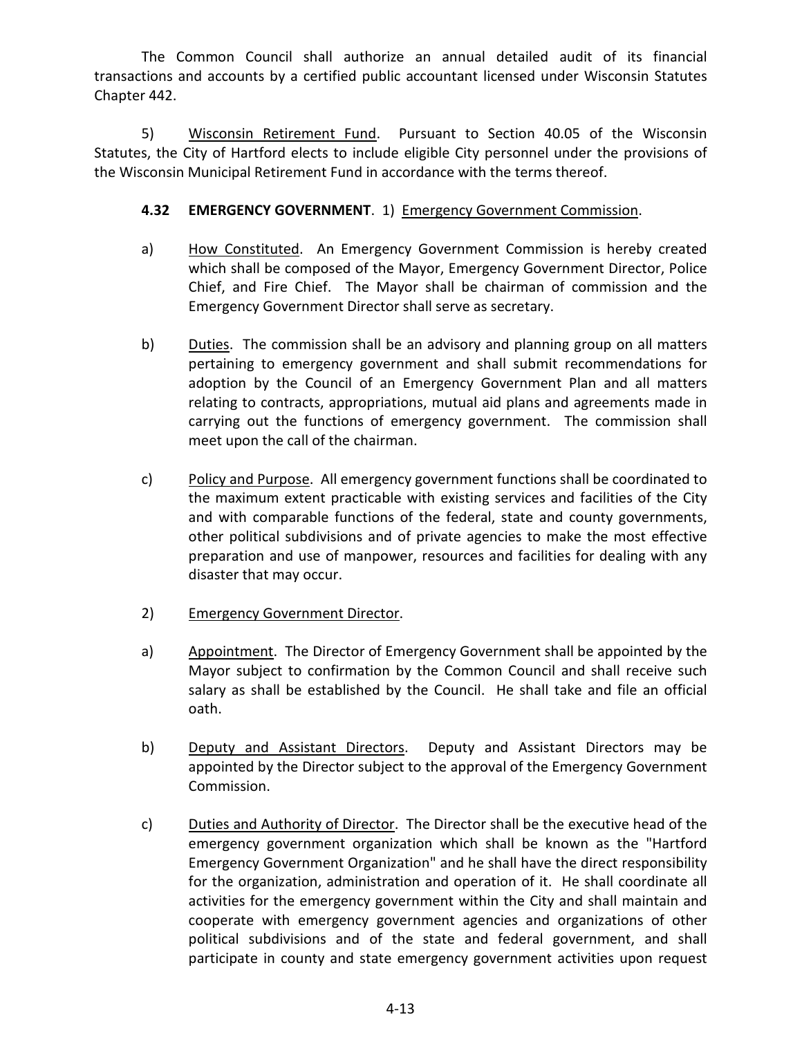The Common Council shall authorize an annual detailed audit of its financial transactions and accounts by a certified public accountant licensed under Wisconsin Statutes Chapter 442.

5) Wisconsin Retirement Fund. Pursuant to Section 40.05 of the Wisconsin Statutes, the City of Hartford elects to include eligible City personnel under the provisions of the Wisconsin Municipal Retirement Fund in accordance with the terms thereof.

**4.32 EMERGENCY GOVERNMENT**. 1) Emergency Government Commission.

a) How Constituted. An Emergency Government Commission is hereby created which shall be composed of the Mayor, Emergency Government Director, Police Chief, and Fire Chief. The Mayor shall be chairman of commission and the Emergency Government Director shall serve as secretary.

b) Duties. The commission shall be an advisory and planning group on all matters pertaining to emergency government and shall submit recommendations for adoption by the Council of an Emergency Government Plan and all matters relating to contracts, appropriations, mutual aid plans and agreements made in carrying out the functions of emergency government. The commission shall meet upon the call of the chairman.

c) Policy and Purpose. All emergency government functions shall be coordinated to the maximum extent practicable with existing services and facilities of the City and with comparable functions of the federal, state and county governments, other political subdivisions and of private agencies to make the most effective preparation and use of manpower, resources and facilities for dealing with any disaster that may occur.

2) Emergency Government Director.

a) Appointment. The Director of Emergency Government shall be appointed by the Mayor subject to confirmation by the Common Council and shall receive such salary as shall be established by the Council. He shall take and file an official oath.

b) Deputy and Assistant Directors. Deputy and Assistant Directors may be appointed by the Director subject to the approval of the Emergency Government Commission.

c) Duties and Authority of Director. The Director shall be the executive head of the emergency government organization which shall be known as the "Hartford Emergency Government Organization" and he shall have the direct responsibility for the organization, administration and operation of it. He shall coordinate all activities for the emergency government within the City and shall maintain and cooperate with emergency government agencies and organizations of other political subdivisions and of the state and federal government, and shall participate in county and state emergency government activities upon request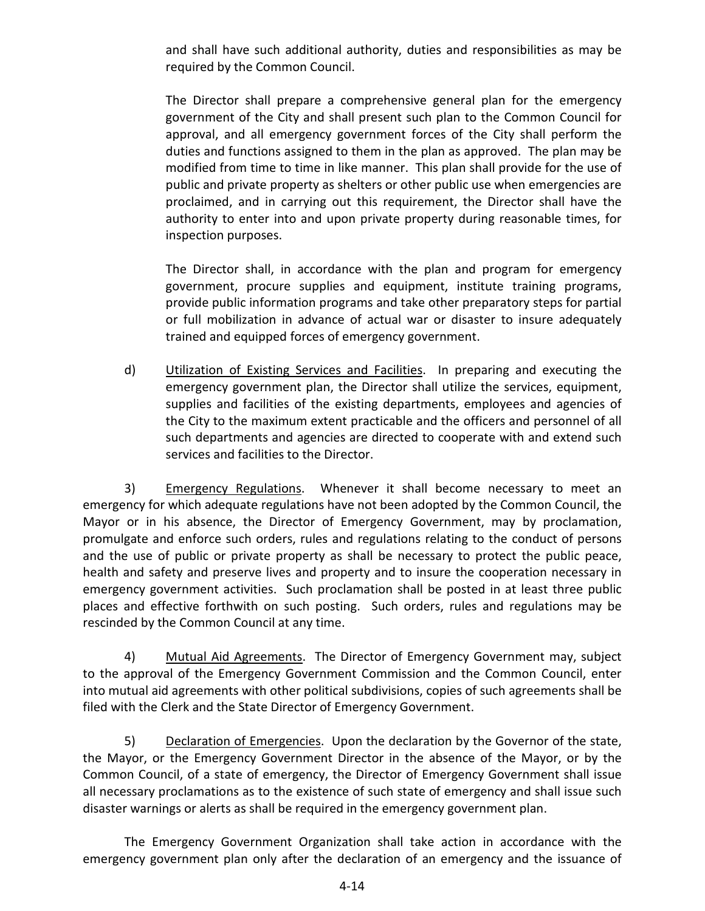and shall have such additional authority, duties and responsibilities as may be required by the Common Council.

The Director shall prepare a comprehensive general plan for the emergency government of the City and shall present such plan to the Common Council for approval, and all emergency government forces of the City shall perform the duties and functions assigned to them in the plan as approved. The plan may be modified from time to time in like manner. This plan shall provide for the use of public and private property as shelters or other public use when emergencies are proclaimed, and in carrying out this requirement, the Director shall have the authority to enter into and upon private property during reasonable times, for inspection purposes.

The Director shall, in accordance with the plan and program for emergency government, procure supplies and equipment, institute training programs, provide public information programs and take other preparatory steps for partial or full mobilization in advance of actual war or disaster to insure adequately trained and equipped forces of emergency government.

d) Utilization of Existing Services and Facilities. In preparing and executing the emergency government plan, the Director shall utilize the services, equipment, supplies and facilities of the existing departments, employees and agencies of the City to the maximum extent practicable and the officers and personnel of all such departments and agencies are directed to cooperate with and extend such services and facilities to the Director.

3) Emergency Regulations. Whenever it shall become necessary to meet an emergency for which adequate regulations have not been adopted by the Common Council, the Mayor or in his absence, the Director of Emergency Government, may by proclamation, promulgate and enforce such orders, rules and regulations relating to the conduct of persons and the use of public or private property as shall be necessary to protect the public peace, health and safety and preserve lives and property and to insure the cooperation necessary in emergency government activities. Such proclamation shall be posted in at least three public places and effective forthwith on such posting. Such orders, rules and regulations may be rescinded by the Common Council at any time.

4) Mutual Aid Agreements. The Director of Emergency Government may, subject to the approval of the Emergency Government Commission and the Common Council, enter into mutual aid agreements with other political subdivisions, copies of such agreements shall be filed with the Clerk and the State Director of Emergency Government.

5) Declaration of Emergencies. Upon the declaration by the Governor of the state, the Mayor, or the Emergency Government Director in the absence of the Mayor, or by the Common Council, of a state of emergency, the Director of Emergency Government shall issue all necessary proclamations as to the existence of such state of emergency and shall issue such disaster warnings or alerts as shall be required in the emergency government plan.

The Emergency Government Organization shall take action in accordance with the emergency government plan only after the declaration of an emergency and the issuance of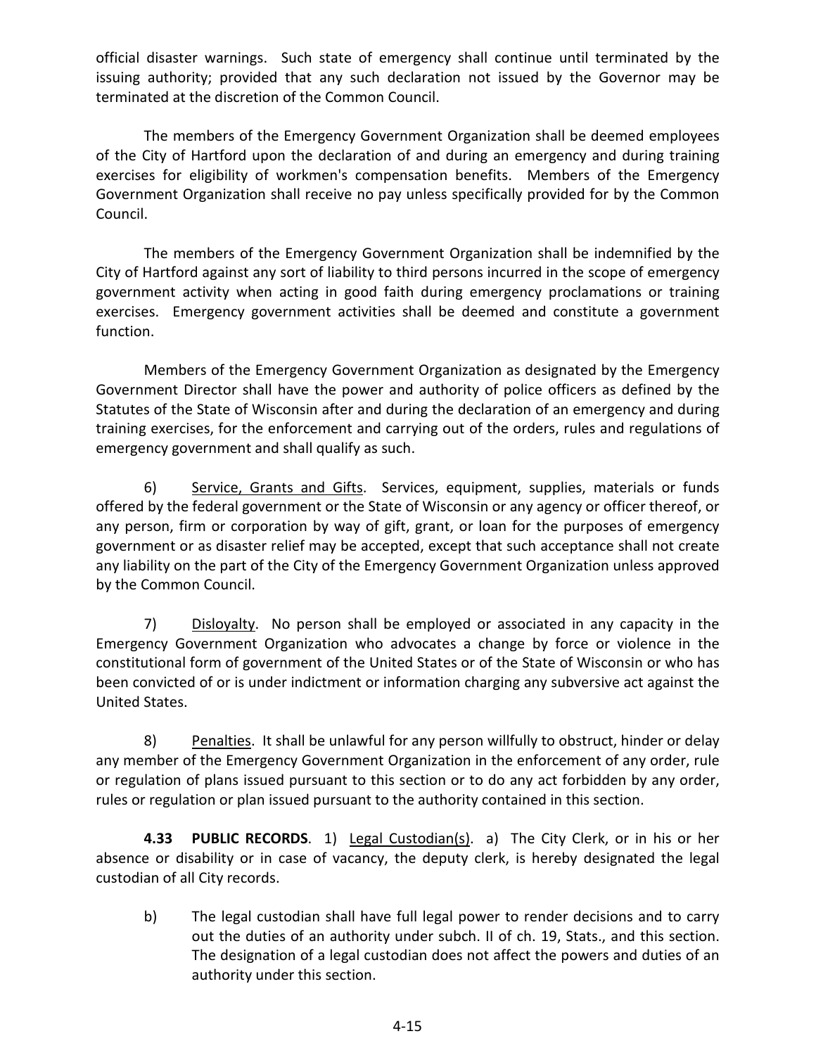official disaster warnings. Such state of emergency shall continue until terminated by the issuing authority; provided that any such declaration not issued by the Governor may be terminated at the discretion of the Common Council.

The members of the Emergency Government Organization shall be deemed employees of the City of Hartford upon the declaration of and during an emergency and during training exercises for eligibility of workmen's compensation benefits. Members of the Emergency Government Organization shall receive no pay unless specifically provided for by the Common Council.

The members of the Emergency Government Organization shall be indemnified by the City of Hartford against any sort of liability to third persons incurred in the scope of emergency government activity when acting in good faith during emergency proclamations or training exercises. Emergency government activities shall be deemed and constitute a government function.

Members of the Emergency Government Organization as designated by the Emergency Government Director shall have the power and authority of police officers as defined by the Statutes of the State of Wisconsin after and during the declaration of an emergency and during training exercises, for the enforcement and carrying out of the orders, rules and regulations of emergency government and shall qualify as such.

6) Service, Grants and Gifts. Services, equipment, supplies, materials or funds offered by the federal government or the State of Wisconsin or any agency or officer thereof, or any person, firm or corporation by way of gift, grant, or loan for the purposes of emergency government or as disaster relief may be accepted, except that such acceptance shall not create any liability on the part of the City of the Emergency Government Organization unless approved by the Common Council.

7) Disloyalty. No person shall be employed or associated in any capacity in the Emergency Government Organization who advocates a change by force or violence in the constitutional form of government of the United States or of the State of Wisconsin or who has been convicted of or is under indictment or information charging any subversive act against the United States.

8) Penalties. It shall be unlawful for any person willfully to obstruct, hinder or delay any member of the Emergency Government Organization in the enforcement of any order, rule or regulation of plans issued pursuant to this section or to do any act forbidden by any order, rules or regulation or plan issued pursuant to the authority contained in this section.

**4.33 PUBLIC RECORDS**. 1) Legal Custodian(s). a) The City Clerk, or in his or her absence or disability or in case of vacancy, the deputy clerk, is hereby designated the legal custodian of all City records.

b) The legal custodian shall have full legal power to render decisions and to carry out the duties of an authority under subch. II of ch. 19, Stats., and this section. The designation of a legal custodian does not affect the powers and duties of an authority under this section.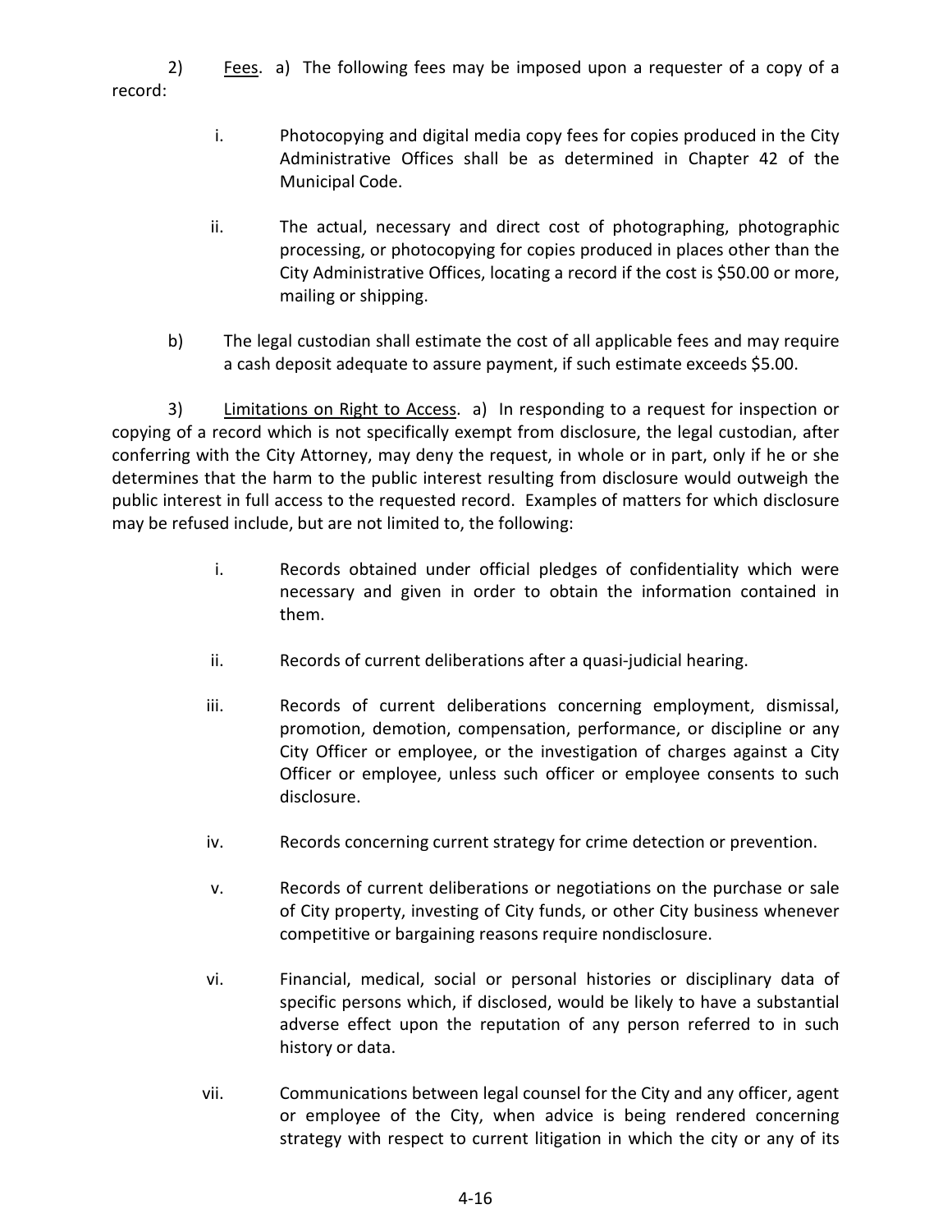2) <u>Fees</u>. a) The following fees may be imposed upon a requester of a copy of a record:

i. Photocopying and digital media copy fees for copies produced in the City Administrative Offices shall be as determined in Chapter 42 of the Municipal Code.

ii. The actual, necessary and direct cost of photographing, photographic processing, or photocopying for copies produced in places other than the City Administrative Offices, locating a record if the cost is $50.00 or more, mailing or shipping.

b) The legal custodian shall estimate the cost of all applicable fees and may require a cash deposit adequate to assure payment, if such estimate exceeds $5.00.

3) <u>Limitations on Right to Access</u>. a) In responding to a request for inspection or copying of a record which is not specifically exempt from disclosure, the legal custodian, after conferring with the City Attorney, may deny the request, in whole or in part, only if he or she determines that the harm to the public interest resulting from disclosure would outweigh the public interest in full access to the requested record. Examples of matters for which disclosure may be refused include, but are not limited to, the following:

i. Records obtained under official pledges of confidentiality which were necessary and given in order to obtain the information contained in them.

ii. Records of current deliberations after a quasi-judicial hearing.

iii. Records of current deliberations concerning employment, dismissal, promotion, demotion, compensation, performance, or discipline or any City Officer or employee, or the investigation of charges against a City Officer or employee, unless such officer or employee consents to such disclosure.

iv. Records concerning current strategy for crime detection or prevention.

v. Records of current deliberations or negotiations on the purchase or sale of City property, investing of City funds, or other City business whenever competitive or bargaining reasons require nondisclosure.

vi. Financial, medical, social or personal histories or disciplinary data of specific persons which, if disclosed, would be likely to have a substantial adverse effect upon the reputation of any person referred to in such history or data.

vii. Communications between legal counsel for the City and any officer, agent or employee of the City, when advice is being rendered concerning strategy with respect to current litigation in which the city or any of its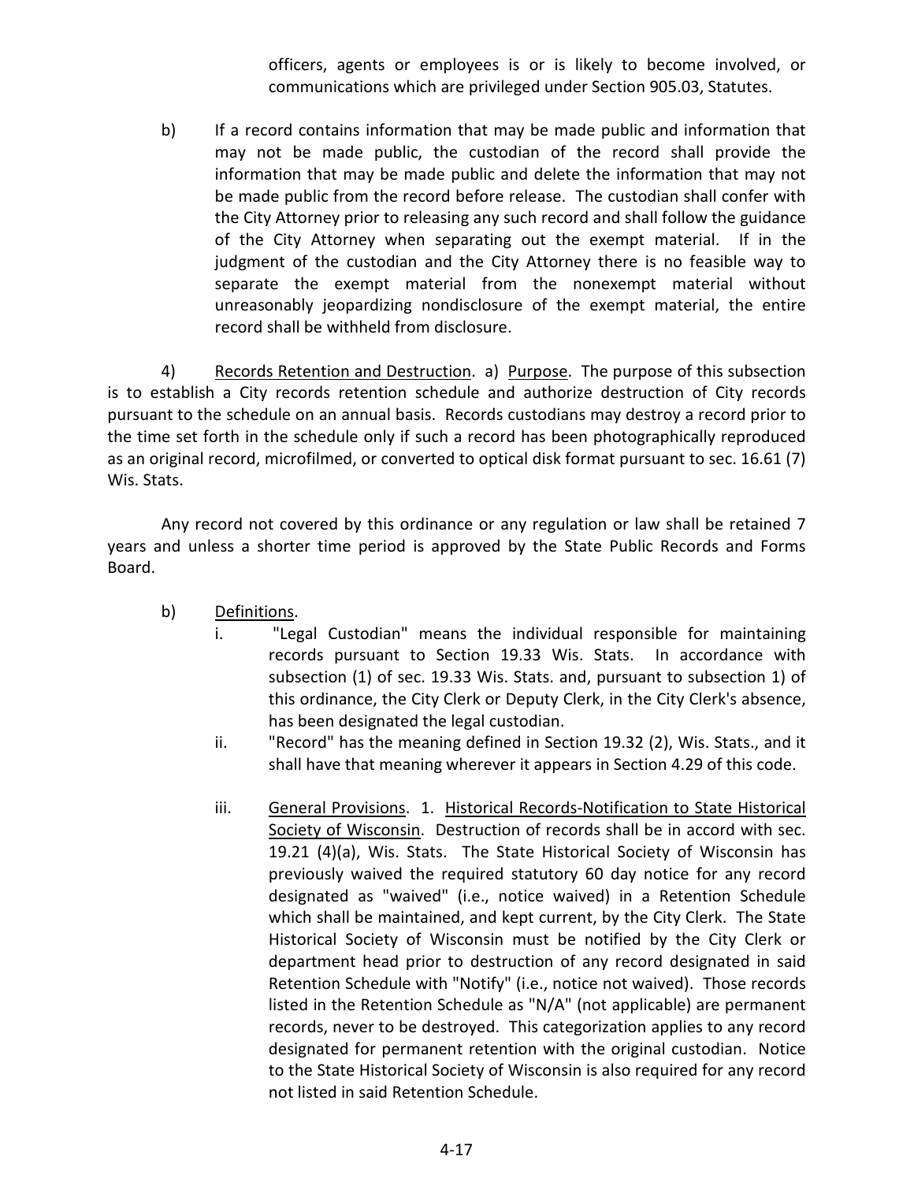officers, agents or employees is or is likely to become involved, or communications which are privileged under Section 905.03, Statutes.

b) If a record contains information that may be made public and information that may not be made public, the custodian of the record shall provide the information that may be made public and delete the information that may not be made public from the record before release. The custodian shall confer with the City Attorney prior to releasing any such record and shall follow the guidance of the City Attorney when separating out the exempt material. If in the judgment of the custodian and the City Attorney there is no feasible way to separate the exempt material from the nonexempt material without unreasonably jeopardizing nondisclosure of the exempt material, the entire record shall be withheld from disclosure.

4) Records Retention and Destruction. a) Purpose. The purpose of this subsection is to establish a City records retention schedule and authorize destruction of City records pursuant to the schedule on an annual basis. Records custodians may destroy a record prior to the time set forth in the schedule only if such a record has been photographically reproduced as an original record, microfilmed, or converted to optical disk format pursuant to sec. 16.61 (7) Wis. Stats.

Any record not covered by this ordinance or any regulation or law shall be retained 7 years and unless a shorter time period is approved by the State Public Records and Forms Board.

b) Definitions.

i. "Legal Custodian" means the individual responsible for maintaining records pursuant to Section 19.33 Wis. Stats. In accordance with subsection (1) of sec. 19.33 Wis. Stats. and, pursuant to subsection 1) of this ordinance, the City Clerk or Deputy Clerk, in the City Clerk's absence, has been designated the legal custodian.

ii. "Record" has the meaning defined in Section 19.32 (2), Wis. Stats., and it shall have that meaning wherever it appears in Section 4.29 of this code.

iii. General Provisions. 1. Historical Records-Notification to State Historical Society of Wisconsin. Destruction of records shall be in accord with sec. 19.21 (4)(a), Wis. Stats. The State Historical Society of Wisconsin has previously waived the required statutory 60 day notice for any record designated as "waived" (i.e., notice waived) in a Retention Schedule which shall be maintained, and kept current, by the City Clerk. The State Historical Society of Wisconsin must be notified by the City Clerk or department head prior to destruction of any record designated in said Retention Schedule with "Notify" (i.e., notice not waived). Those records listed in the Retention Schedule as "N/A" (not applicable) are permanent records, never to be destroyed. This categorization applies to any record designated for permanent retention with the original custodian. Notice to the State Historical Society of Wisconsin is also required for any record not listed in said Retention Schedule.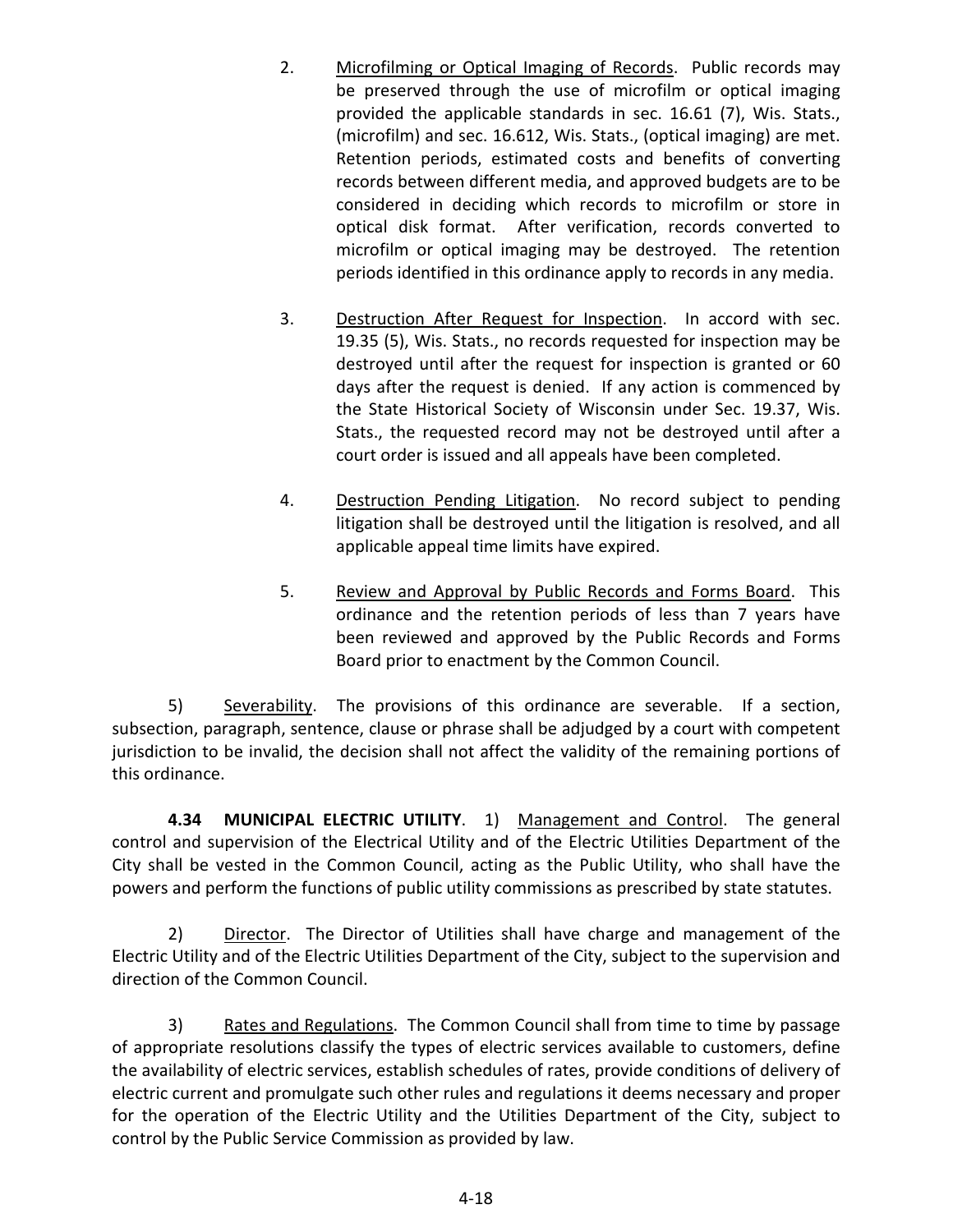2. <u>Microfilming or Optical Imaging of Records</u>. Public records may be preserved through the use of microfilm or optical imaging provided the applicable standards in sec. 16.61 (7), Wis. Stats., (microfilm) and sec. 16.612, Wis. Stats., (optical imaging) are met. Retention periods, estimated costs and benefits of converting records between different media, and approved budgets are to be considered in deciding which records to microfilm or store in optical disk format. After verification, records converted to microfilm or optical imaging may be destroyed. The retention periods identified in this ordinance apply to records in any media.

3. <u>Destruction After Request for Inspection</u>. In accord with sec. 19.35 (5), Wis. Stats., no records requested for inspection may be destroyed until after the request for inspection is granted or 60 days after the request is denied. If any action is commenced by the State Historical Society of Wisconsin under Sec. 19.37, Wis. Stats., the requested record may not be destroyed until after a court order is issued and all appeals have been completed.

4. <u>Destruction Pending Litigation</u>. No record subject to pending litigation shall be destroyed until the litigation is resolved, and all applicable appeal time limits have expired.

5. <u>Review and Approval by Public Records and Forms Board</u>. This ordinance and the retention periods of less than 7 years have been reviewed and approved by the Public Records and Forms Board prior to enactment by the Common Council.

5) <u>Severability</u>. The provisions of this ordinance are severable. If a section, subsection, paragraph, sentence, clause or phrase shall be adjudged by a court with competent jurisdiction to be invalid, the decision shall not affect the validity of the remaining portions of this ordinance.

**4.34 MUNICIPAL ELECTRIC UTILITY**. 1) <u>Management and Control</u>. The general control and supervision of the Electrical Utility and of the Electric Utilities Department of the City shall be vested in the Common Council, acting as the Public Utility, who shall have the powers and perform the functions of public utility commissions as prescribed by state statutes.

2) <u>Director</u>. The Director of Utilities shall have charge and management of the Electric Utility and of the Electric Utilities Department of the City, subject to the supervision and direction of the Common Council.

3) <u>Rates and Regulations</u>. The Common Council shall from time to time by passage of appropriate resolutions classify the types of electric services available to customers, define the availability of electric services, establish schedules of rates, provide conditions of delivery of electric current and promulgate such other rules and regulations it deems necessary and proper for the operation of the Electric Utility and the Utilities Department of the City, subject to control by the Public Service Commission as provided by law.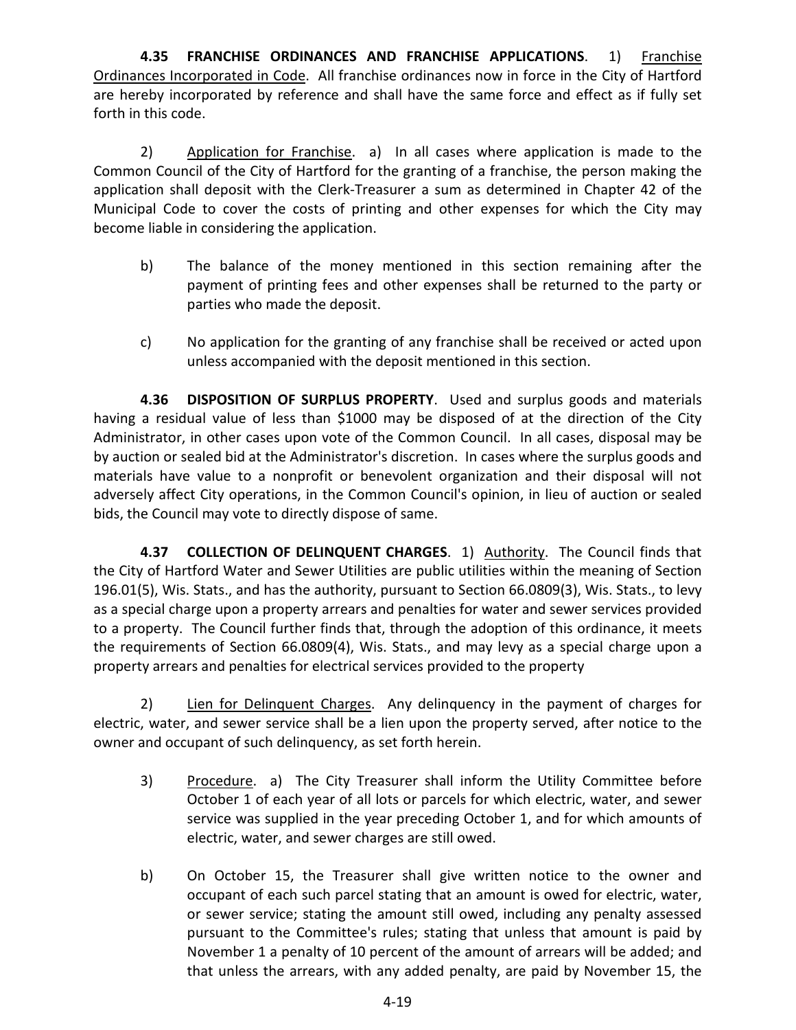**4.35 FRANCHISE ORDINANCES AND FRANCHISE APPLICATIONS**. 1) Franchise Ordinances Incorporated in Code. All franchise ordinances now in force in the City of Hartford are hereby incorporated by reference and shall have the same force and effect as if fully set forth in this code.

2) Application for Franchise. a) In all cases where application is made to the Common Council of the City of Hartford for the granting of a franchise, the person making the application shall deposit with the Clerk-Treasurer a sum as determined in Chapter 42 of the Municipal Code to cover the costs of printing and other expenses for which the City may become liable in considering the application.

b) The balance of the money mentioned in this section remaining after the payment of printing fees and other expenses shall be returned to the party or parties who made the deposit.

c) No application for the granting of any franchise shall be received or acted upon unless accompanied with the deposit mentioned in this section.

**4.36 DISPOSITION OF SURPLUS PROPERTY**. Used and surplus goods and materials having a residual value of less than $1000 may be disposed of at the direction of the City Administrator, in other cases upon vote of the Common Council. In all cases, disposal may be by auction or sealed bid at the Administrator's discretion. In cases where the surplus goods and materials have value to a nonprofit or benevolent organization and their disposal will not adversely affect City operations, in the Common Council's opinion, in lieu of auction or sealed bids, the Council may vote to directly dispose of same.

**4.37 COLLECTION OF DELINQUENT CHARGES**. 1) Authority. The Council finds that the City of Hartford Water and Sewer Utilities are public utilities within the meaning of Section 196.01(5), Wis. Stats., and has the authority, pursuant to Section 66.0809(3), Wis. Stats., to levy as a special charge upon a property arrears and penalties for water and sewer services provided to a property. The Council further finds that, through the adoption of this ordinance, it meets the requirements of Section 66.0809(4), Wis. Stats., and may levy as a special charge upon a property arrears and penalties for electrical services provided to the property

2) Lien for Delinquent Charges. Any delinquency in the payment of charges for electric, water, and sewer service shall be a lien upon the property served, after notice to the owner and occupant of such delinquency, as set forth herein.

3) Procedure. a) The City Treasurer shall inform the Utility Committee before October 1 of each year of all lots or parcels for which electric, water, and sewer service was supplied in the year preceding October 1, and for which amounts of electric, water, and sewer charges are still owed.

b) On October 15, the Treasurer shall give written notice to the owner and occupant of each such parcel stating that an amount is owed for electric, water, or sewer service; stating the amount still owed, including any penalty assessed pursuant to the Committee's rules; stating that unless that amount is paid by November 1 a penalty of 10 percent of the amount of arrears will be added; and that unless the arrears, with any added penalty, are paid by November 15, the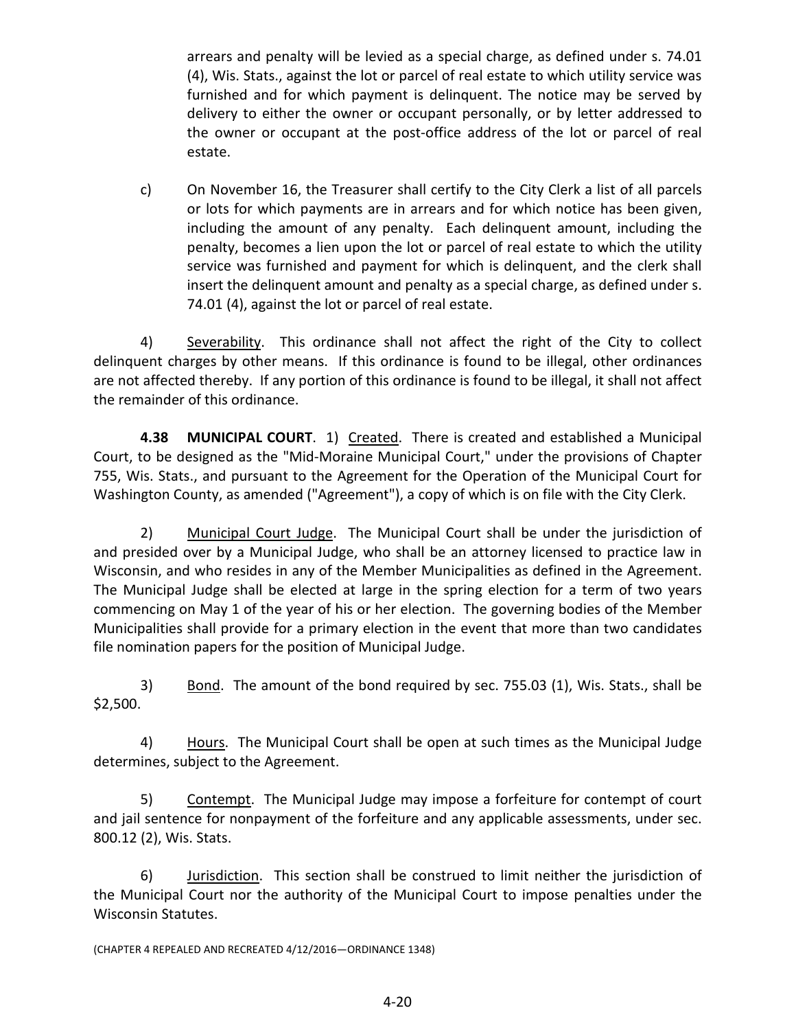arrears and penalty will be levied as a special charge, as defined under s. 74.01 (4), Wis. Stats., against the lot or parcel of real estate to which utility service was furnished and for which payment is delinquent. The notice may be served by delivery to either the owner or occupant personally, or by letter addressed to the owner or occupant at the post-office address of the lot or parcel of real estate.

c) On November 16, the Treasurer shall certify to the City Clerk a list of all parcels or lots for which payments are in arrears and for which notice has been given, including the amount of any penalty. Each delinquent amount, including the penalty, becomes a lien upon the lot or parcel of real estate to which the utility service was furnished and payment for which is delinquent, and the clerk shall insert the delinquent amount and penalty as a special charge, as defined under s. 74.01 (4), against the lot or parcel of real estate.

4) Severability. This ordinance shall not affect the right of the City to collect delinquent charges by other means. If this ordinance is found to be illegal, other ordinances are not affected thereby. If any portion of this ordinance is found to be illegal, it shall not affect the remainder of this ordinance.

**4.38 MUNICIPAL COURT**. 1) Created. There is created and established a Municipal Court, to be designed as the "Mid-Moraine Municipal Court," under the provisions of Chapter 755, Wis. Stats., and pursuant to the Agreement for the Operation of the Municipal Court for Washington County, as amended ("Agreement"), a copy of which is on file with the City Clerk.

2) Municipal Court Judge. The Municipal Court shall be under the jurisdiction of and presided over by a Municipal Judge, who shall be an attorney licensed to practice law in Wisconsin, and who resides in any of the Member Municipalities as defined in the Agreement. The Municipal Judge shall be elected at large in the spring election for a term of two years commencing on May 1 of the year of his or her election. The governing bodies of the Member Municipalities shall provide for a primary election in the event that more than two candidates file nomination papers for the position of Municipal Judge.

3) Bond. The amount of the bond required by sec. 755.03 (1), Wis. Stats., shall be $2,500.

4) Hours. The Municipal Court shall be open at such times as the Municipal Judge determines, subject to the Agreement.

5) Contempt. The Municipal Judge may impose a forfeiture for contempt of court and jail sentence for nonpayment of the forfeiture and any applicable assessments, under sec. 800.12 (2), Wis. Stats.

6) Jurisdiction. This section shall be construed to limit neither the jurisdiction of the Municipal Court nor the authority of the Municipal Court to impose penalties under the Wisconsin Statutes.

(CHAPTER 4 REPEALED AND RECREATED 4/12/2016—ORDINANCE 1348)